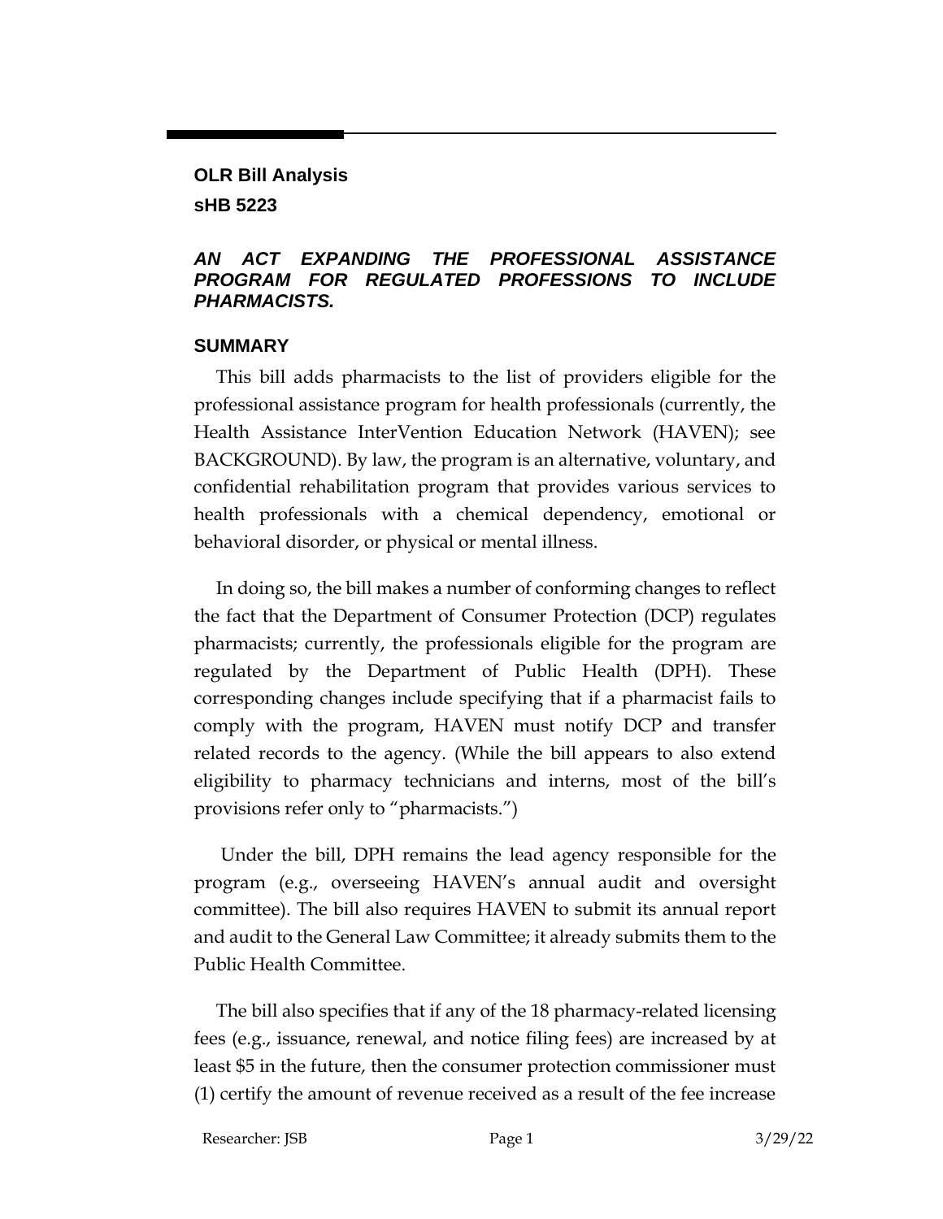**OLR Bill Analysis**

**sHB 5223**

***AN ACT EXPANDING THE PROFESSIONAL ASSISTANCE PROGRAM FOR REGULATED PROFESSIONS TO INCLUDE PHARMACISTS.***

## SUMMARY

This bill adds pharmacists to the list of providers eligible for the professional assistance program for health professionals (currently, the Health Assistance InterVention Education Network (HAVEN); see BACKGROUND). By law, the program is an alternative, voluntary, and confidential rehabilitation program that provides various services to health professionals with a chemical dependency, emotional or behavioral disorder, or physical or mental illness.

In doing so, the bill makes a number of conforming changes to reflect the fact that the Department of Consumer Protection (DCP) regulates pharmacists; currently, the professionals eligible for the program are regulated by the Department of Public Health (DPH). These corresponding changes include specifying that if a pharmacist fails to comply with the program, HAVEN must notify DCP and transfer related records to the agency. (While the bill appears to also extend eligibility to pharmacy technicians and interns, most of the bill's provisions refer only to "pharmacists.")

Under the bill, DPH remains the lead agency responsible for the program (e.g., overseeing HAVEN's annual audit and oversight committee). The bill also requires HAVEN to submit its annual report and audit to the General Law Committee; it already submits them to the Public Health Committee.

The bill also specifies that if any of the 18 pharmacy-related licensing fees (e.g., issuance, renewal, and notice filing fees) are increased by at least $5 in the future, then the consumer protection commissioner must (1) certify the amount of revenue received as a result of the fee increase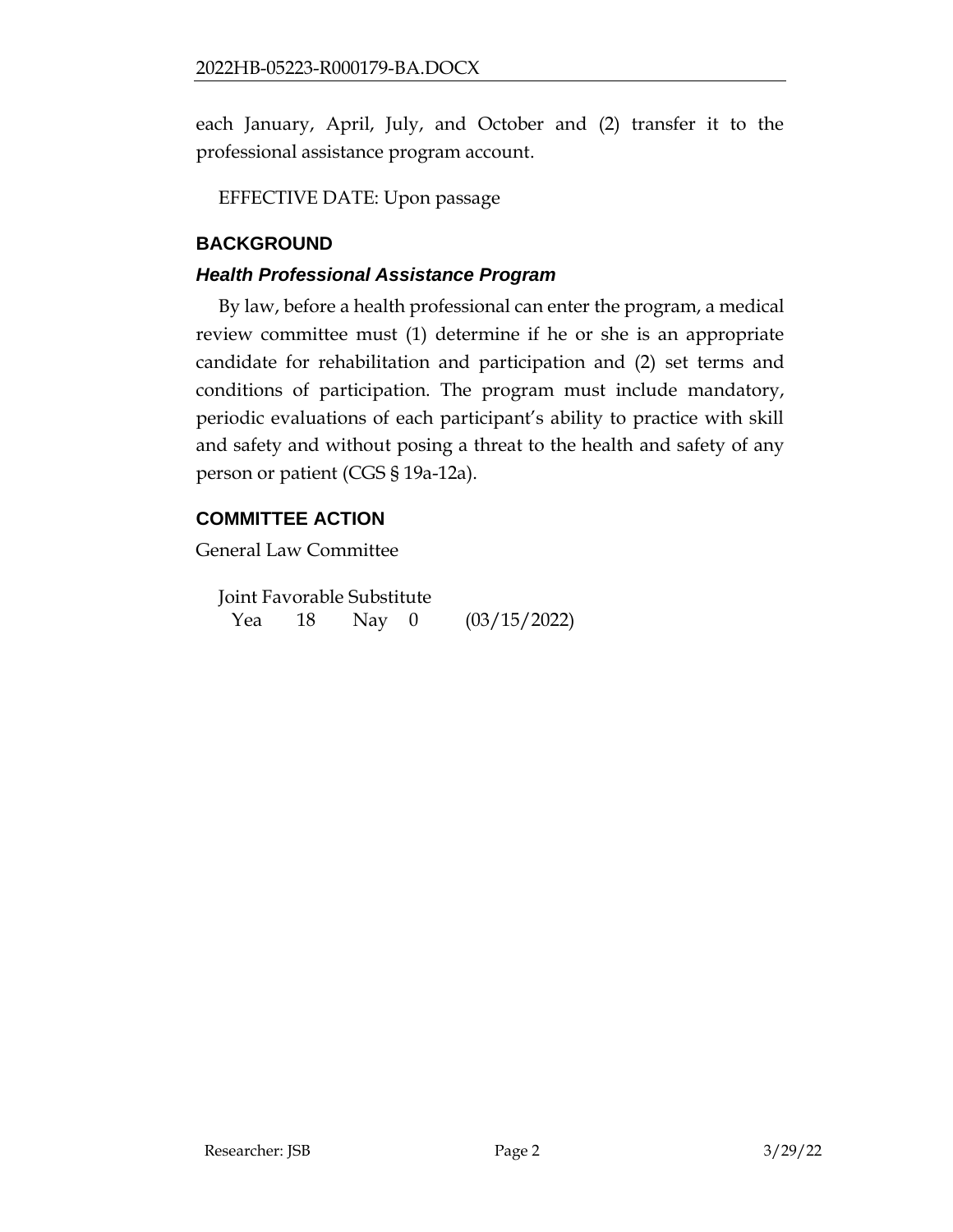each January, April, July, and October and (2) transfer it to the professional assistance program account.

EFFECTIVE DATE: Upon passage

## BACKGROUND

### *Health Professional Assistance Program*

By law, before a health professional can enter the program, a medical review committee must (1) determine if he or she is an appropriate candidate for rehabilitation and participation and (2) set terms and conditions of participation. The program must include mandatory, periodic evaluations of each participant's ability to practice with skill and safety and without posing a threat to the health and safety of any person or patient (CGS § 19a-12a).

## COMMITTEE ACTION

General Law Committee

Joint Favorable Substitute
Yea 18 Nay 0 (03/15/2022)